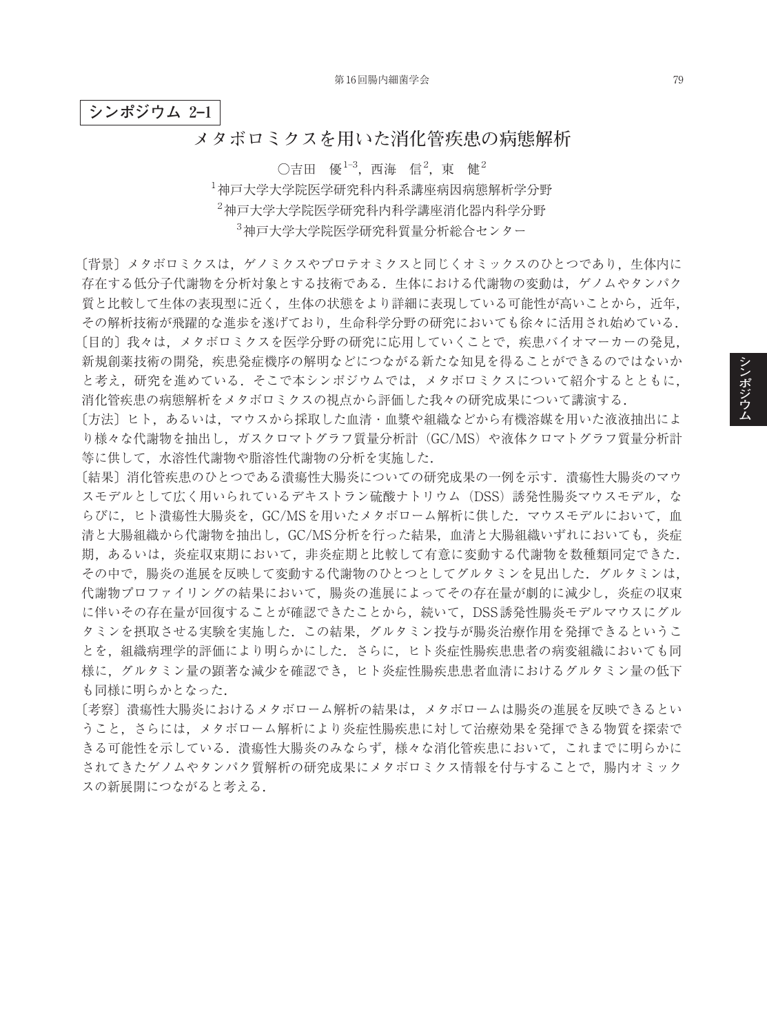**シンポジウム 2-1**

# メタボロミクスを用いた消化管疾患の病態解析

○吉田　優[1-3]，西海　信[2]，東　健[2]

[1]神戸大学大学院医学研究科内科系講座病因病態解析学分野
[2]神戸大学大学院医学研究科内科学講座消化器内科学分野
[3]神戸大学大学院医学研究科質量分析総合センター

〔背景〕メタボロミクスは，ゲノミクスやプロテオミクスと同じくオミックスのひとつであり，生体内に存在する低分子代謝物を分析対象とする技術である．生体における代謝物の変動は，ゲノムやタンパク質と比較して生体の表現型に近く，生体の状態をより詳細に表現している可能性が高いことから，近年，その解析技術が飛躍的な進歩を遂げており，生命科学分野の研究においても徐々に活用され始めている．

〔目的〕我々は，メタボロミクスを医学分野の研究に応用していくことで，疾患バイオマーカーの発見，新規創薬技術の開発，疾患発症機序の解明などにつながる新たな知見を得ることができるのではないかと考え，研究を進めている．そこで本シンポジウムでは，メタボロミクスについて紹介するとともに，消化管疾患の病態解析をメタボロミクスの視点から評価した我々の研究成果について講演する．

〔方法〕ヒト，あるいは，マウスから採取した血清・血漿や組織などから有機溶媒を用いた液液抽出により様々な代謝物を抽出し，ガスクロマトグラフ質量分析計（GC/MS）や液体クロマトグラフ質量分析計等に供して，水溶性代謝物や脂溶性代謝物の分析を実施した．

〔結果〕消化管疾患のひとつである潰瘍性大腸炎についての研究成果の一例を示す．潰瘍性大腸炎のマウスモデルとして広く用いられているデキストラン硫酸ナトリウム（DSS）誘発性腸炎マウスモデル，ならびに，ヒト潰瘍性大腸炎を，GC/MSを用いたメタボローム解析に供した．マウスモデルにおいて，血清と大腸組織から代謝物を抽出し，GC/MS分析を行った結果，血清と大腸組織いずれにおいても，炎症期，あるいは，炎症収束期において，非炎症期と比較して有意に変動する代謝物を数種類同定できた．その中で，腸炎の進展を反映して変動する代謝物のひとつとしてグルタミンを見出した．グルタミンは，代謝物プロファイリングの結果において，腸炎の進展によってその存在量が劇的に減少し，炎症の収束に伴いその存在量が回復することが確認できたことから，続いて，DSS誘発性腸炎モデルマウスにグルタミンを摂取させる実験を実施した．この結果，グルタミン投与が腸炎治療作用を発揮できるということを，組織病理学的評価により明らかにした．さらに，ヒト炎症性腸疾患患者の病変組織においても同様に，グルタミン量の顕著な減少を確認でき，ヒト炎症性腸疾患患者血清におけるグルタミン量の低下も同様に明らかとなった．

〔考察〕潰瘍性大腸炎におけるメタボローム解析の結果は，メタボロームは腸炎の進展を反映できるということ，さらには，メタボローム解析により炎症性腸疾患に対して治療効果を発揮できる物質を探索できる可能性を示している．潰瘍性大腸炎のみならず，様々な消化管疾患において，これまでに明らかにされてきたゲノムやタンパク質解析の研究成果にメタボロミクス情報を付与することで，腸内オミックスの新展開につながると考える．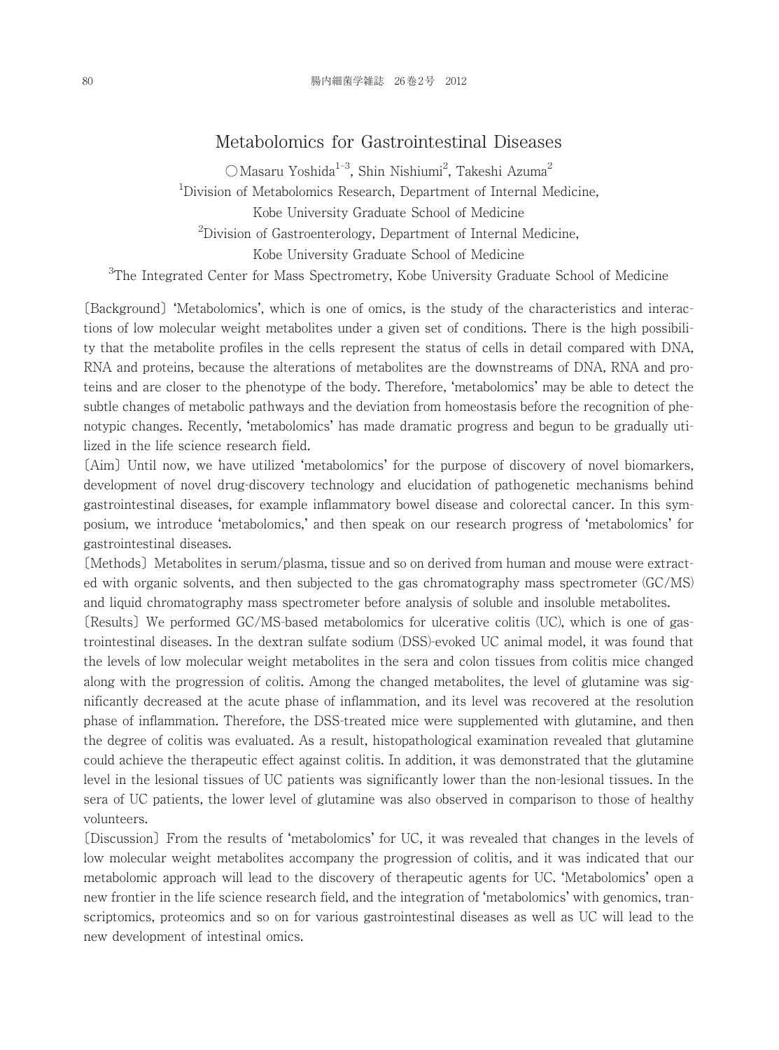# Metabolomics for Gastrointestinal Diseases

○Masaru Yoshida[1-3], Shin Nishiumi[2], Takeshi Azuma[2]

[1]Division of Metabolomics Research, Department of Internal Medicine, Kobe University Graduate School of Medicine

[2]Division of Gastroenterology, Department of Internal Medicine, Kobe University Graduate School of Medicine

[3]The Integrated Center for Mass Spectrometry, Kobe University Graduate School of Medicine

〔Background〕 'Metabolomics', which is one of omics, is the study of the characteristics and interactions of low molecular weight metabolites under a given set of conditions. There is the high possibility that the metabolite profiles in the cells represent the status of cells in detail compared with DNA, RNA and proteins, because the alterations of metabolites are the downstreams of DNA, RNA and proteins and are closer to the phenotype of the body. Therefore, 'metabolomics' may be able to detect the subtle changes of metabolic pathways and the deviation from homeostasis before the recognition of phenotypic changes. Recently, 'metabolomics' has made dramatic progress and begun to be gradually utilized in the life science research field.

〔Aim〕 Until now, we have utilized 'metabolomics' for the purpose of discovery of novel biomarkers, development of novel drug-discovery technology and elucidation of pathogenetic mechanisms behind gastrointestinal diseases, for example inflammatory bowel disease and colorectal cancer. In this symposium, we introduce 'metabolomics,' and then speak on our research progress of 'metabolomics' for gastrointestinal diseases.

〔Methods〕 Metabolites in serum/plasma, tissue and so on derived from human and mouse were extracted with organic solvents, and then subjected to the gas chromatography mass spectrometer (GC/MS) and liquid chromatography mass spectrometer before analysis of soluble and insoluble metabolites.

〔Results〕 We performed GC/MS-based metabolomics for ulcerative colitis (UC), which is one of gastrointestinal diseases. In the dextran sulfate sodium (DSS)-evoked UC animal model, it was found that the levels of low molecular weight metabolites in the sera and colon tissues from colitis mice changed along with the progression of colitis. Among the changed metabolites, the level of glutamine was significantly decreased at the acute phase of inflammation, and its level was recovered at the resolution phase of inflammation. Therefore, the DSS-treated mice were supplemented with glutamine, and then the degree of colitis was evaluated. As a result, histopathological examination revealed that glutamine could achieve the therapeutic effect against colitis. In addition, it was demonstrated that the glutamine level in the lesional tissues of UC patients was significantly lower than the non-lesional tissues. In the sera of UC patients, the lower level of glutamine was also observed in comparison to those of healthy volunteers.

〔Discussion〕 From the results of 'metabolomics' for UC, it was revealed that changes in the levels of low molecular weight metabolites accompany the progression of colitis, and it was indicated that our metabolomic approach will lead to the discovery of therapeutic agents for UC. 'Metabolomics' open a new frontier in the life science research field, and the integration of 'metabolomics' with genomics, transcriptomics, proteomics and so on for various gastrointestinal diseases as well as UC will lead to the new development of intestinal omics.